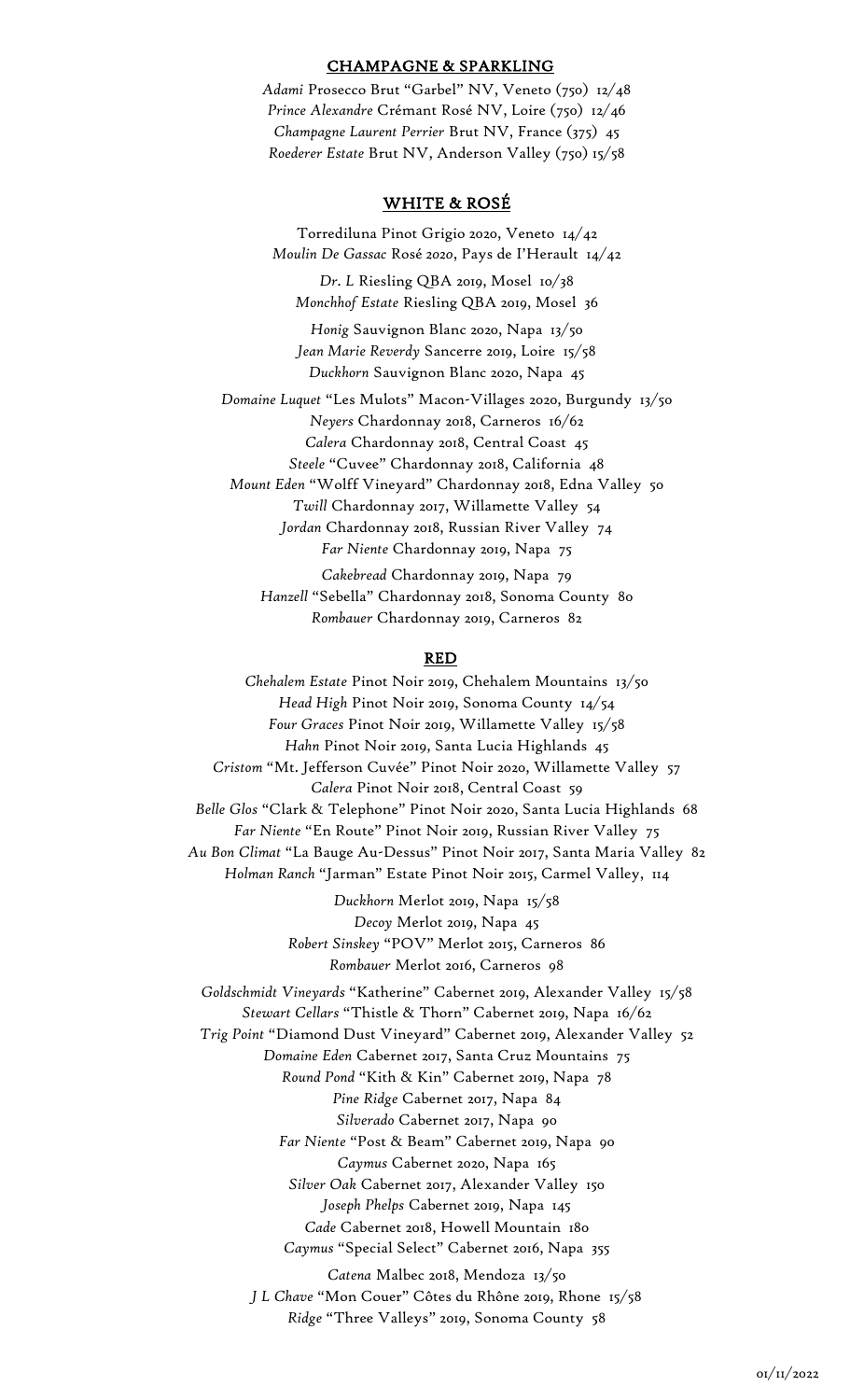## CHAMPAGNE & SPARKLING

*Adami* Prosecco Brut "Garbel" NV, Veneto (750) 12/48
*Prince Alexandre* Crémant Rosé NV, Loire (750) 12/46
*Champagne Laurent Perrier* Brut NV, France (375) 45
*Roederer Estate* Brut NV, Anderson Valley (750) 15/58

## WHITE & ROSÉ

Torrediluna Pinot Grigio 2020, Veneto 14/42
*Moulin De Gassac* Rosé 2020, Pays de I'Herault 14/42

*Dr. L* Riesling QBA 2019, Mosel 10/38
*Monchhof Estate* Riesling QBA 2019, Mosel 36

*Honig* Sauvignon Blanc 2020, Napa 13/50
*Jean Marie Reverdy* Sancerre 2019, Loire 15/58
*Duckhorn* Sauvignon Blanc 2020, Napa 45

*Domaine Luquet* "Les Mulots" Macon-Villages 2020, Burgundy 13/50
*Neyers* Chardonnay 2018, Carneros 16/62
*Calera* Chardonnay 2018, Central Coast 45
*Steele* "Cuvee" Chardonnay 2018, California 48
*Mount Eden* "Wolff Vineyard" Chardonnay 2018, Edna Valley 50
*Twill* Chardonnay 2017, Willamette Valley 54
*Jordan* Chardonnay 2018, Russian River Valley 74
*Far Niente* Chardonnay 2019, Napa 75

*Cakebread* Chardonnay 2019, Napa 79
*Hanzell* "Sebella" Chardonnay 2018, Sonoma County 80
*Rombauer* Chardonnay 2019, Carneros 82

## RED

*Chehalem Estate* Pinot Noir 2019, Chehalem Mountains 13/50
*Head High* Pinot Noir 2019, Sonoma County 14/54
*Four Graces* Pinot Noir 2019, Willamette Valley 15/58
*Hahn* Pinot Noir 2019, Santa Lucia Highlands 45
*Cristom* "Mt. Jefferson Cuvée" Pinot Noir 2020, Willamette Valley 57
*Calera* Pinot Noir 2018, Central Coast 59
*Belle Glos* "Clark & Telephone" Pinot Noir 2020, Santa Lucia Highlands 68
*Far Niente* "En Route" Pinot Noir 2019, Russian River Valley 75
*Au Bon Climat* "La Bauge Au-Dessus" Pinot Noir 2017, Santa Maria Valley 82
*Holman Ranch* "Jarman" Estate Pinot Noir 2015, Carmel Valley, 114

*Duckhorn* Merlot 2019, Napa 15/58
*Decoy* Merlot 2019, Napa 45
*Robert Sinskey* "POV" Merlot 2015, Carneros 86
*Rombauer* Merlot 2016, Carneros 98

*Goldschmidt Vineyards* "Katherine" Cabernet 2019, Alexander Valley 15/58
*Stewart Cellars* "Thistle & Thorn" Cabernet 2019, Napa 16/62
*Trig Point* "Diamond Dust Vineyard" Cabernet 2019, Alexander Valley 52
*Domaine Eden* Cabernet 2017, Santa Cruz Mountains 75
*Round Pond* "Kith & Kin" Cabernet 2019, Napa 78
*Pine Ridge* Cabernet 2017, Napa 84
*Silverado* Cabernet 2017, Napa 90
*Far Niente* "Post & Beam" Cabernet 2019, Napa 90
*Caymus* Cabernet 2020, Napa 165
*Silver Oak* Cabernet 2017, Alexander Valley 150
*Joseph Phelps* Cabernet 2019, Napa 145
*Cade* Cabernet 2018, Howell Mountain 180
*Caymus* "Special Select" Cabernet 2016, Napa 355

*Catena* Malbec 2018, Mendoza 13/50
*J L Chave* "Mon Couer" Côtes du Rhône 2019, Rhone 15/58
*Ridge* "Three Valleys" 2019, Sonoma County 58

01/11/2022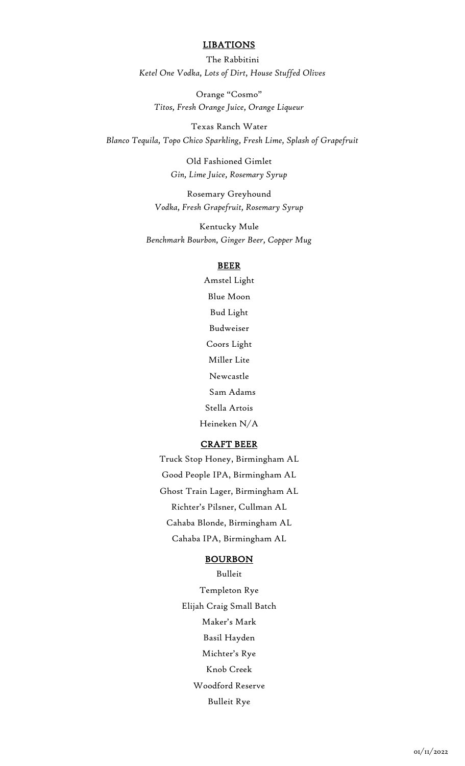## LIBATIONS

The Rabbitini
*Ketel One Vodka, Lots of Dirt, House Stuffed Olives*

Orange "Cosmo"
*Titos, Fresh Orange Juice, Orange Liqueur*

Texas Ranch Water
*Blanco Tequila, Topo Chico Sparkling, Fresh Lime, Splash of Grapefruit*

Old Fashioned Gimlet
*Gin, Lime Juice, Rosemary Syrup*

Rosemary Greyhound
*Vodka, Fresh Grapefruit, Rosemary Syrup*

Kentucky Mule
*Benchmark Bourbon, Ginger Beer, Copper Mug*

## BEER

Amstel Light

Blue Moon

Bud Light

Budweiser

Coors Light

Miller Lite

Newcastle

Sam Adams

Stella Artois

Heineken N/A

## CRAFT BEER

Truck Stop Honey, Birmingham AL

Good People IPA, Birmingham AL

Ghost Train Lager, Birmingham AL

Richter's Pilsner, Cullman AL

Cahaba Blonde, Birmingham AL

Cahaba IPA, Birmingham AL

## BOURBON

Bulleit

Templeton Rye

Elijah Craig Small Batch

Maker's Mark

Basil Hayden

Michter's Rye

Knob Creek

Woodford Reserve

Bulleit Rye

01/11/2022